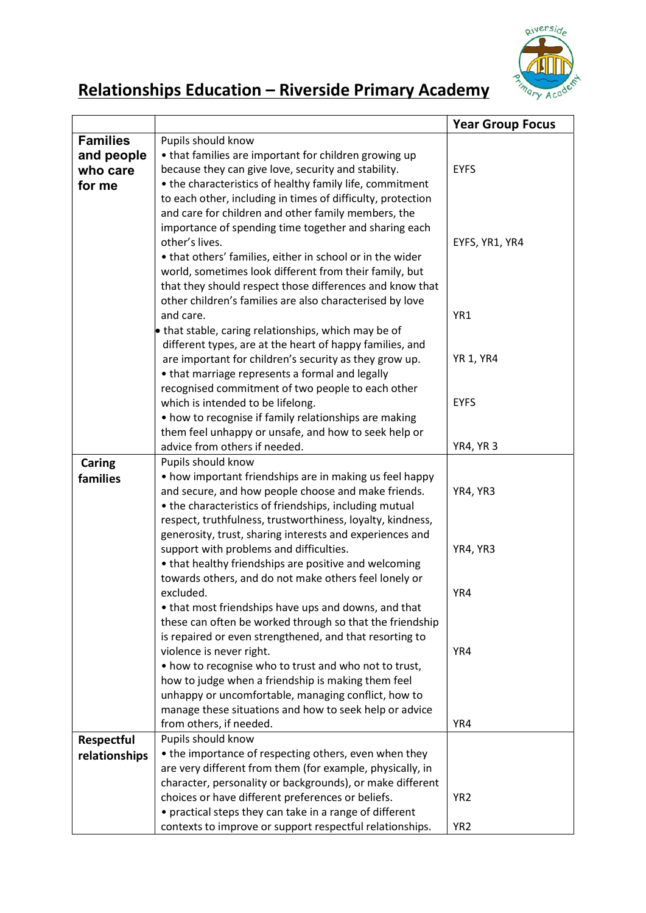# Relationships Education – Riverside Primary Academy

| | | Year Group Focus |
|---|---|---|
| **Families and people who care for me** | Pupils should know<br>• that families are important for children growing up because they can give love, security and stability.<br>• the characteristics of healthy family life, commitment to each other, including in times of difficulty, protection and care for children and other family members, the importance of spending time together and sharing each other's lives.<br>• that others' families, either in school or in the wider world, sometimes look different from their family, but that they should respect those differences and know that other children's families are also characterised by love and care.<br>• that stable, caring relationships, which may be of different types, are at the heart of happy families, and are important for children's security as they grow up.<br>• that marriage represents a formal and legally recognised commitment of two people to each other which is intended to be lifelong.<br>• how to recognise if family relationships are making them feel unhappy or unsafe, and how to seek help or advice from others if needed. | EYFS<br><br>EYFS, YR1, YR4<br><br>YR1<br><br>YR 1, YR4<br><br>EYFS<br><br>YR4, YR 3 |
| **Caring families** | Pupils should know<br>• how important friendships are in making us feel happy and secure, and how people choose and make friends.<br>• the characteristics of friendships, including mutual respect, truthfulness, trustworthiness, loyalty, kindness, generosity, trust, sharing interests and experiences and support with problems and difficulties.<br>• that healthy friendships are positive and welcoming towards others, and do not make others feel lonely or excluded.<br>• that most friendships have ups and downs, and that these can often be worked through so that the friendship is repaired or even strengthened, and that resorting to violence is never right.<br>• how to recognise who to trust and who not to trust, how to judge when a friendship is making them feel unhappy or uncomfortable, managing conflict, how to manage these situations and how to seek help or advice from others, if needed. | YR4, YR3<br><br>YR4, YR3<br><br>YR4<br><br>YR4<br><br>YR4 |
| **Respectful relationships** | Pupils should know<br>• the importance of respecting others, even when they are very different from them (for example, physically, in character, personality or backgrounds), or make different choices or have different preferences or beliefs.<br>• practical steps they can take in a range of different contexts to improve or support respectful relationships. | YR2<br><br>YR2 |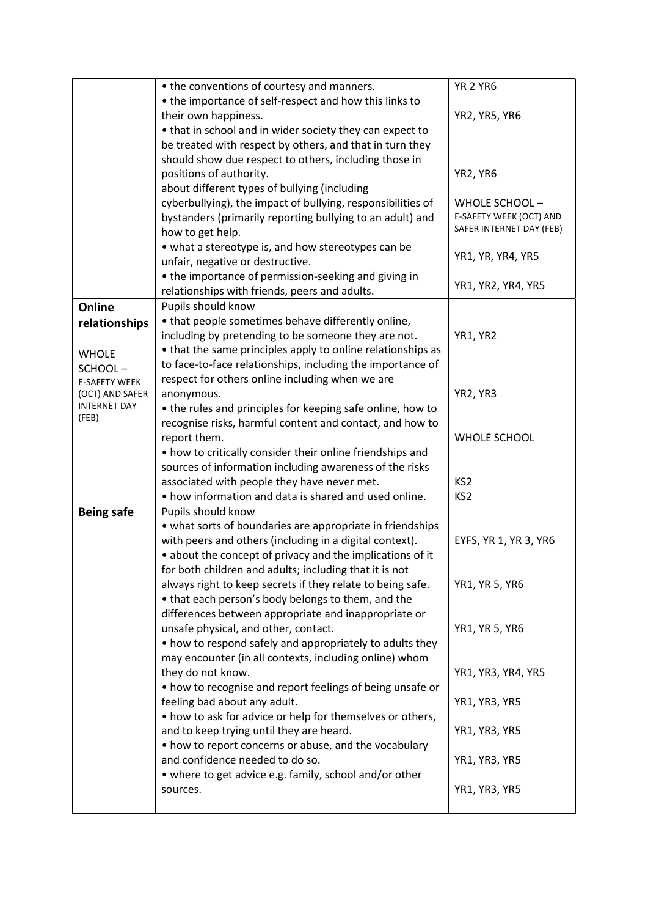| | | |
|---|---|---|
| | • the conventions of courtesy and manners. | YR 2 YR6 |
| | • the importance of self-respect and how this links to their own happiness. | YR2, YR5, YR6 |
| | • that in school and in wider society they can expect to be treated with respect by others, and that in turn they should show due respect to others, including those in positions of authority. | YR2, YR6 |
| | about different types of bullying (including cyberbullying), the impact of bullying, responsibilities of bystanders (primarily reporting bullying to an adult) and how to get help. | WHOLE SCHOOL – E-SAFETY WEEK (OCT) AND SAFER INTERNET DAY (FEB) |
| | • what a stereotype is, and how stereotypes can be unfair, negative or destructive. | YR1, YR, YR4, YR5 |
| | • the importance of permission-seeking and giving in relationships with friends, peers and adults. | YR1, YR2, YR4, YR5 |
| **Online relationships**<br><br>WHOLE SCHOOL – E-SAFETY WEEK (OCT) AND SAFER INTERNET DAY (FEB) | Pupils should know<br>• that people sometimes behave differently online, including by pretending to be someone they are not. | YR1, YR2 |
| | • that the same principles apply to online relationships as to face-to-face relationships, including the importance of respect for others online including when we are anonymous. | YR2, YR3 |
| | • the rules and principles for keeping safe online, how to recognise risks, harmful content and contact, and how to report them. | WHOLE SCHOOL |
| | • how to critically consider their online friendships and sources of information including awareness of the risks associated with people they have never met. | KS2 |
| | • how information and data is shared and used online. | KS2 |
| **Being safe** | Pupils should know<br>• what sorts of boundaries are appropriate in friendships with peers and others (including in a digital context). | EYFS, YR 1, YR 3, YR6 |
| | • about the concept of privacy and the implications of it for both children and adults; including that it is not always right to keep secrets if they relate to being safe. | YR1, YR 5, YR6 |
| | • that each person's body belongs to them, and the differences between appropriate and inappropriate or unsafe physical, and other, contact. | YR1, YR 5, YR6 |
| | • how to respond safely and appropriately to adults they may encounter (in all contexts, including online) whom they do not know. | YR1, YR3, YR4, YR5 |
| | • how to recognise and report feelings of being unsafe or feeling bad about any adult. | YR1, YR3, YR5 |
| | • how to ask for advice or help for themselves or others, and to keep trying until they are heard. | YR1, YR3, YR5 |
| | • how to report concerns or abuse, and the vocabulary and confidence needed to do so. | YR1, YR3, YR5 |
| | • where to get advice e.g. family, school and/or other sources. | YR1, YR3, YR5 |
| | | |